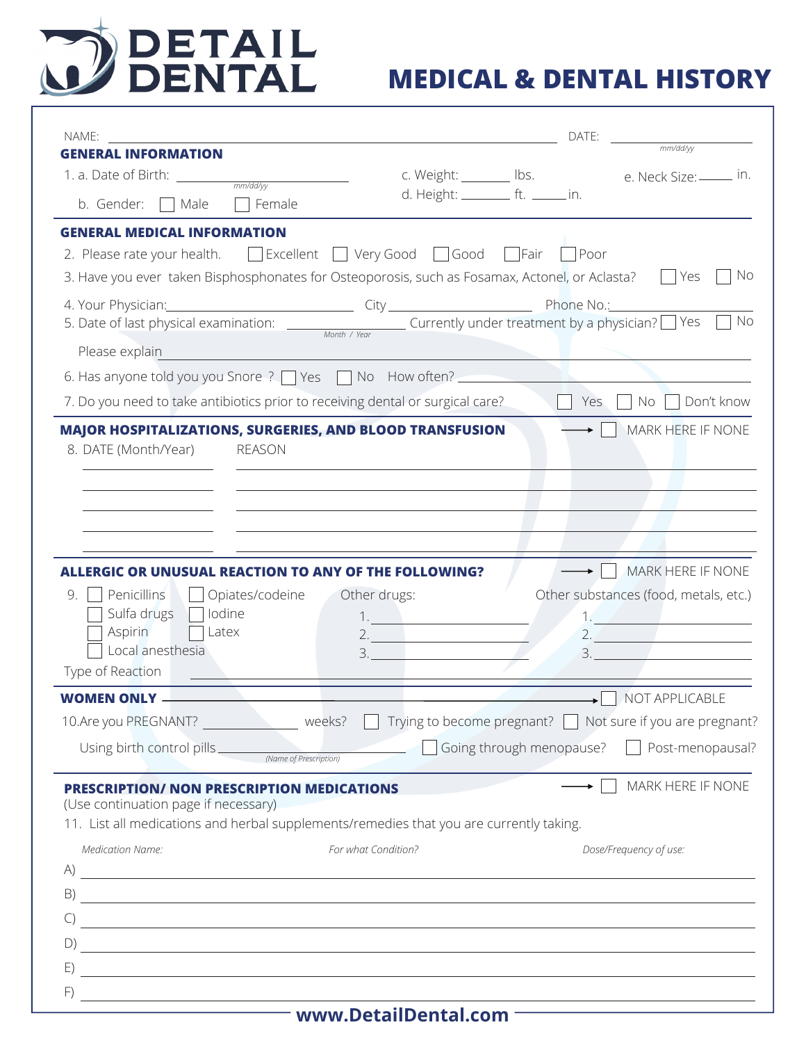# DETAIL DENTAL

# MEDICAL & DENTAL HISTORY

NAME: ______________________________ DATE: __________ *mm/dd/yy*

## GENERAL INFORMATION

1. a. Date of Birth: __________ *mm/dd/yy*
   b. Gender: ☐ Male ☐ Female
   c. Weight: ______ lbs.
   d. Height: ______ ft. ______ in.
   e. Neck Size: ______ in.

## GENERAL MEDICAL INFORMATION

2. Please rate your health. ☐ Excellent ☐ Very Good ☐ Good ☐ Fair ☐ Poor
3. Have you ever taken Bisphosphonates for Osteoporosis, such as Fosamax, Actonel, or Aclasta? ☐ Yes ☐ No
4. Your Physician: __________ City __________ Phone No.: __________
5. Date of last physical examination: __________ *Month / Year* Currently under treatment by a physician? ☐ Yes ☐ No
   Please explain __________
6. Has anyone told you you Snore ? ☐ Yes ☐ No How often? __________
7. Do you need to take antibiotics prior to receiving dental or surgical care? ☐ Yes ☐ No ☐ Don't know

## MAJOR HOSPITALIZATIONS, SURGERIES, AND BLOOD TRANSFUSION

→ ☐ MARK HERE IF NONE

8.

| DATE (Month/Year) | REASON |
|---|---|
| | |
| | |
| | |
| | |

## ALLERGIC OR UNUSUAL REACTION TO ANY OF THE FOLLOWING?

→ ☐ MARK HERE IF NONE

9. ☐ Penicillins ☐ Opiates/codeine
   ☐ Sulfa drugs ☐ Iodine
   ☐ Aspirin ☐ Latex
   ☐ Local anesthesia

Other drugs:
1. __________
2. __________
3. __________

Other substances (food, metals, etc.)
1. __________
2. __________
3. __________

Type of Reaction __________

## WOMEN ONLY

→ ☐ NOT APPLICABLE

10. Are you PREGNANT? __________ weeks? ☐ Trying to become pregnant? ☐ Not sure if you are pregnant?

Using birth control pills __________ *(Name of Prescription)* ☐ Going through menopause? ☐ Post-menopausal?

## PRESCRIPTION/ NON PRESCRIPTION MEDICATIONS

→ ☐ MARK HERE IF NONE

(Use continuation page if necessary)

11. List all medications and herbal supplements/remedies that you are currently taking.

| | *Medication Name:* | *For what Condition?* | *Dose/Frequency of use:* |
|---|---|---|---|
| A) | | | |
| B) | | | |
| C) | | | |
| D) | | | |
| E) | | | |
| F) | | | |

www.DetailDental.com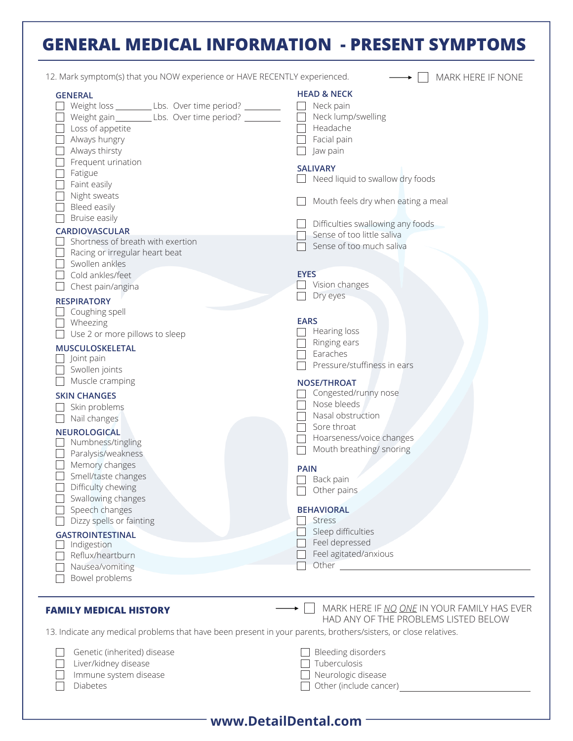# GENERAL MEDICAL INFORMATION - PRESENT SYMPTOMS

12. Mark symptom(s) that you NOW experience or HAVE RECENTLY experienced. → ☐ MARK HERE IF NONE

### GENERAL
- ☐ Weight loss ________ Lbs. Over time period? ________
- ☐ Weight gain ________ Lbs. Over time period? ________
- ☐ Loss of appetite
- ☐ Always hungry
- ☐ Always thirsty
- ☐ Frequent urination
- ☐ Fatigue
- ☐ Faint easily
- ☐ Night sweats
- ☐ Bleed easily
- ☐ Bruise easily

### CARDIOVASCULAR
- ☐ Shortness of breath with exertion
- ☐ Racing or irregular heart beat
- ☐ Swollen ankles
- ☐ Cold ankles/feet
- ☐ Chest pain/angina

### RESPIRATORY
- ☐ Coughing spell
- ☐ Wheezing
- ☐ Use 2 or more pillows to sleep

### MUSCULOSKELETAL
- ☐ Joint pain
- ☐ Swollen joints
- ☐ Muscle cramping

### SKIN CHANGES
- ☐ Skin problems
- ☐ Nail changes

### NEUROLOGICAL
- ☐ Numbness/tingling
- ☐ Paralysis/weakness
- ☐ Memory changes
- ☐ Smell/taste changes
- ☐ Difficulty chewing
- ☐ Swallowing changes
- ☐ Speech changes
- ☐ Dizzy spells or fainting

### GASTROINTESTINAL
- ☐ Indigestion
- ☐ Reflux/heartburn
- ☐ Nausea/vomiting
- ☐ Bowel problems

### HEAD & NECK
- ☐ Neck pain
- ☐ Neck lump/swelling
- ☐ Headache
- ☐ Facial pain
- ☐ Jaw pain

### SALIVARY
- ☐ Need liquid to swallow dry foods
- ☐ Mouth feels dry when eating a meal
- ☐ Difficulties swallowing any foods
- ☐ Sense of too little saliva
- ☐ Sense of too much saliva

### EYES
- ☐ Vision changes
- ☐ Dry eyes

### EARS
- ☐ Hearing loss
- ☐ Ringing ears
- ☐ Earaches
- ☐ Pressure/stuffiness in ears

### NOSE/THROAT
- ☐ Congested/runny nose
- ☐ Nose bleeds
- ☐ Nasal obstruction
- ☐ Sore throat
- ☐ Hoarseness/voice changes
- ☐ Mouth breathing/ snoring

### PAIN
- ☐ Back pain
- ☐ Other pains

### BEHAVIORAL
- ☐ Stress
- ☐ Sleep difficulties
- ☐ Feel depressed
- ☐ Feel agitated/anxious
- ☐ Other ________________________

## FAMILY MEDICAL HISTORY

→ ☐ MARK HERE IF *NO ONE* IN YOUR FAMILY HAS EVER HAD ANY OF THE PROBLEMS LISTED BELOW

13. Indicate any medical problems that have been present in your parents, brothers/sisters, or close relatives.

- ☐ Genetic (inherited) disease
- ☐ Liver/kidney disease
- ☐ Immune system disease
- ☐ Diabetes
- ☐ Bleeding disorders
- ☐ Tuberculosis
- ☐ Neurologic disease
- ☐ Other (include cancer) ________________________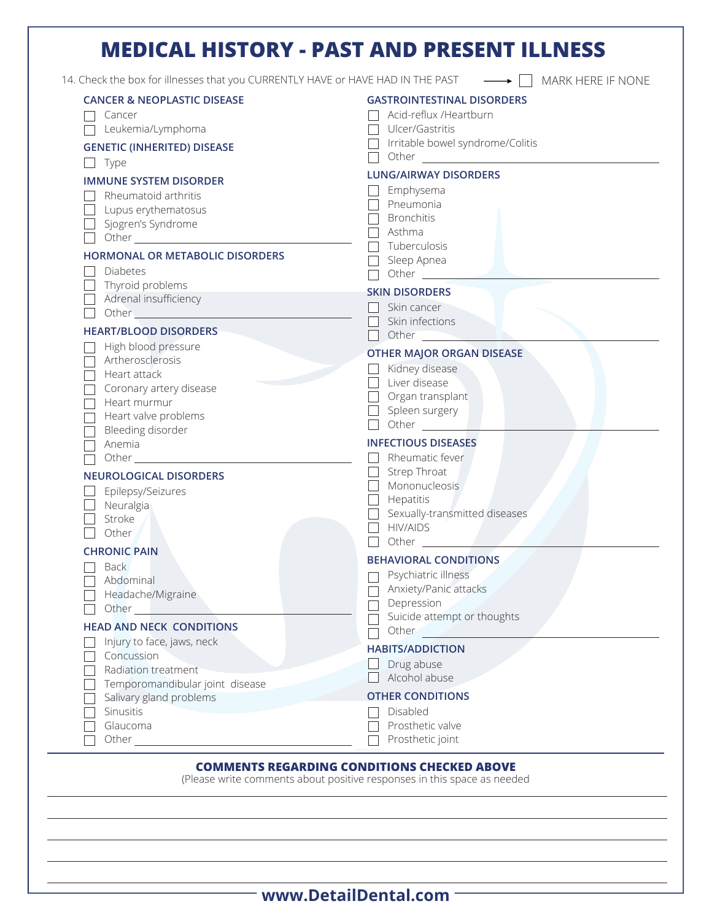# MEDICAL HISTORY - PAST AND PRESENT ILLNESS

14. Check the box for illnesses that you CURRENTLY HAVE or HAVE HAD IN THE PAST → ☐ MARK HERE IF NONE

### CANCER & NEOPLASTIC DISEASE

- ☐ Cancer
- ☐ Leukemia/Lymphoma

### GENETIC (INHERITED) DISEASE

- ☐ Type

### IMMUNE SYSTEM DISORDER

- ☐ Rheumatoid arthritis
- ☐ Lupus erythematosus
- ☐ Sjogren's Syndrome
- ☐ Other ____________________

### HORMONAL OR METABOLIC DISORDERS

- ☐ Diabetes
- ☐ Thyroid problems
- ☐ Adrenal insufficiency
- ☐ Other ____________________

### HEART/BLOOD DISORDERS

- ☐ High blood pressure
- ☐ Artherosclerosis
- ☐ Heart attack
- ☐ Coronary artery disease
- ☐ Heart murmur
- ☐ Heart valve problems
- ☐ Bleeding disorder
- ☐ Anemia
- ☐ Other ____________________

### NEUROLOGICAL DISORDERS

- ☐ Epilepsy/Seizures
- ☐ Neuralgia
- ☐ Stroke
- ☐ Other

### CHRONIC PAIN

- ☐ Back
- ☐ Abdominal
- ☐ Headache/Migraine
- ☐ Other ____________________

### HEAD AND NECK CONDITIONS

- ☐ Injury to face, jaws, neck
- ☐ Concussion
- ☐ Radiation treatment
- ☐ Temporomandibular joint disease
- ☐ Salivary gland problems
- ☐ Sinusitis
- ☐ Glaucoma
- ☐ Other ____________________

### GASTROINTESTINAL DISORDERS

- ☐ Acid-reflux /Heartburn
- ☐ Ulcer/Gastritis
- ☐ Irritable bowel syndrome/Colitis
- ☐ Other ____________________

### LUNG/AIRWAY DISORDERS

- ☐ Emphysema
- ☐ Pneumonia
- ☐ Bronchitis
- ☐ Asthma
- ☐ Tuberculosis
- ☐ Sleep Apnea
- ☐ Other ____________________

### SKIN DISORDERS

- ☐ Skin cancer
- ☐ Skin infections
- ☐ Other ____________________

### OTHER MAJOR ORGAN DISEASE

- ☐ Kidney disease
- ☐ Liver disease
- ☐ Organ transplant
- ☐ Spleen surgery
- ☐ Other ____________________

### INFECTIOUS DISEASES

- ☐ Rheumatic fever
- ☐ Strep Throat
- ☐ Mononucleosis
- ☐ Hepatitis
- ☐ Sexually-transmitted diseases
- ☐ HIV/AIDS
- ☐ Other ____________________

### BEHAVIORAL CONDITIONS

- ☐ Psychiatric illness
- ☐ Anxiety/Panic attacks
- ☐ Depression
- ☐ Suicide attempt or thoughts
- ☐ Other ____________________

### HABITS/ADDICTION

- ☐ Drug abuse
- ☐ Alcohol abuse

### OTHER CONDITIONS

- ☐ Disabled
- ☐ Prosthetic valve
- ☐ Prosthetic joint

---

**COMMENTS REGARDING CONDITIONS CHECKED ABOVE**

(Please write comments about positive responses in this space as needed

____________________________________________________________

____________________________________________________________

____________________________________________________________

____________________________________________________________

____________________________________________________________

**www.DetailDental.com**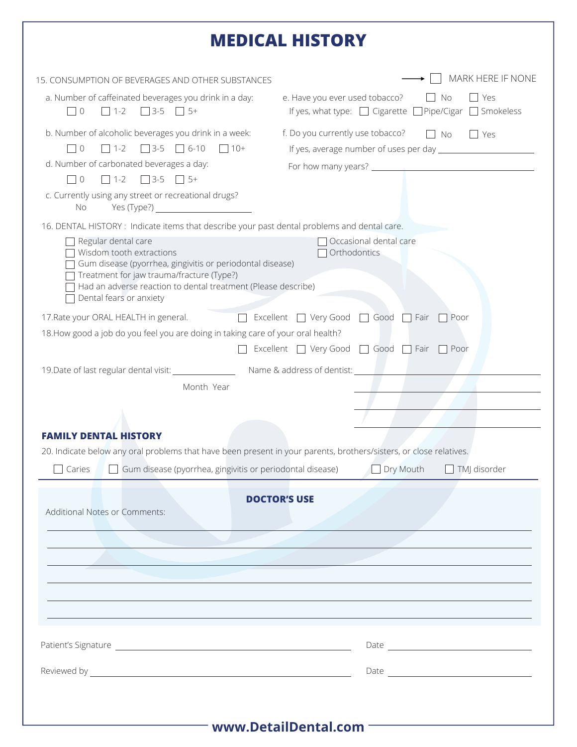# MEDICAL HISTORY

15. CONSUMPTION OF BEVERAGES AND OTHER SUBSTANCES → ☐ MARK HERE IF NONE

a. Number of caffeinated beverages you drink in a day:
☐ 0 ☐ 1-2 ☐ 3-5 ☐ 5+

b. Number of alcoholic beverages you drink in a week:
☐ 0 ☐ 1-2 ☐ 3-5 ☐ 6-10 ☐ 10+

d. Number of carbonated beverages a day:
☐ 0 ☐ 1-2 ☐ 3-5 ☐ 5+

c. Currently using any street or recreational drugs?
No Yes (Type?) ____________________

e. Have you ever used tobacco? ☐ No ☐ Yes
If yes, what type: ☐ Cigarette ☐ Pipe/Cigar ☐ Smokeless

f. Do you currently use tobacco? ☐ No ☐ Yes
If yes, average number of uses per day ____________________
For how many years? ____________________

16. DENTAL HISTORY : Indicate items that describe your past dental problems and dental care.

☐ Regular dental care
☐ Occasional dental care
☐ Wisdom tooth extractions
☐ Orthodontics
☐ Gum disease (pyorrhea, gingivitis or periodontal disease)
☐ Treatment for jaw trauma/fracture (Type?)
☐ Had an adverse reaction to dental treatment (Please describe)
☐ Dental fears or anxiety

17.Rate your ORAL HEALTH in general. ☐ Excellent ☐ Very Good ☐ Good ☐ Fair ☐ Poor

18.How good a job do you feel you are doing in taking care of your oral health?
☐ Excellent ☐ Very Good ☐ Good ☐ Fair ☐ Poor

19.Date of last regular dental visit: ____________ Name & address of dentist: ____________________
Month Year

____________________

____________________

____________________

## FAMILY DENTAL HISTORY

20. Indicate below any oral problems that have been present in your parents, brothers/sisters, or close relatives.

☐ Caries ☐ Gum disease (pyorrhea, gingivitis or periodontal disease) ☐ Dry Mouth ☐ TMJ disorder

**DOCTOR'S USE**

Additional Notes or Comments:

____________________

____________________

____________________

____________________

____________________

____________________

Patient's Signature ____________________ Date ____________

Reviewed by ____________________ Date ____________

**www.DetailDental.com**